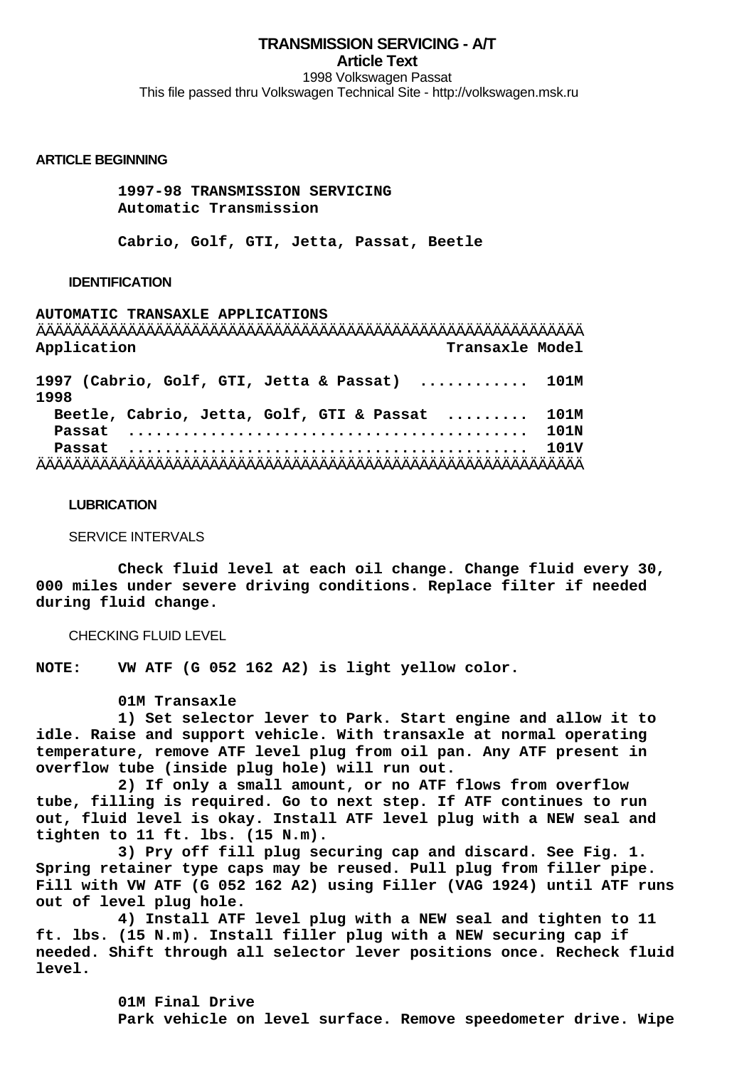# TRANSMISSION SERVICING - A/T

**Article Text**

1998 Volkswagen Passat

This file passed thru Volkswagen Technical Site - http://volkswagen.msk.ru

## ARTICLE BEGINNING

**1997-98 TRANSMISSION SERVICING**
**Automatic Transmission**

**Cabrio, Golf, GTI, Jetta, Passat, Beetle**

### IDENTIFICATION

**AUTOMATIC TRANSAXLE APPLICATIONS**

| Application | Transaxle Model |
|---|---|
| 1997 (Cabrio, Golf, GTI, Jetta & Passat) | 101M |
| 1998 | |
| Beetle, Cabrio, Jetta, Golf, GTI & Passat | 101M |
| Passat | 101N |
| Passat | 101V |

### LUBRICATION

#### SERVICE INTERVALS

Check fluid level at each oil change. Change fluid every 30, 000 miles under severe driving conditions. Replace filter if needed during fluid change.

#### CHECKING FLUID LEVEL

**NOTE:** VW ATF (G 052 162 A2) is light yellow color.

**01M Transaxle**

1) Set selector lever to Park. Start engine and allow it to idle. Raise and support vehicle. With transaxle at normal operating temperature, remove ATF level plug from oil pan. Any ATF present in overflow tube (inside plug hole) will run out.

2) If only a small amount, or no ATF flows from overflow tube, filling is required. Go to next step. If ATF continues to run out, fluid level is okay. Install ATF level plug with a NEW seal and tighten to 11 ft. lbs. (15 N.m).

3) Pry off fill plug securing cap and discard. See Fig. 1. Spring retainer type caps may be reused. Pull plug from filler pipe. Fill with VW ATF (G 052 162 A2) using Filler (VAG 1924) until ATF runs out of level plug hole.

4) Install ATF level plug with a NEW seal and tighten to 11 ft. lbs. (15 N.m). Install filler plug with a NEW securing cap if needed. Shift through all selector lever positions once. Recheck fluid level.

**01M Final Drive**

Park vehicle on level surface. Remove speedometer drive. Wipe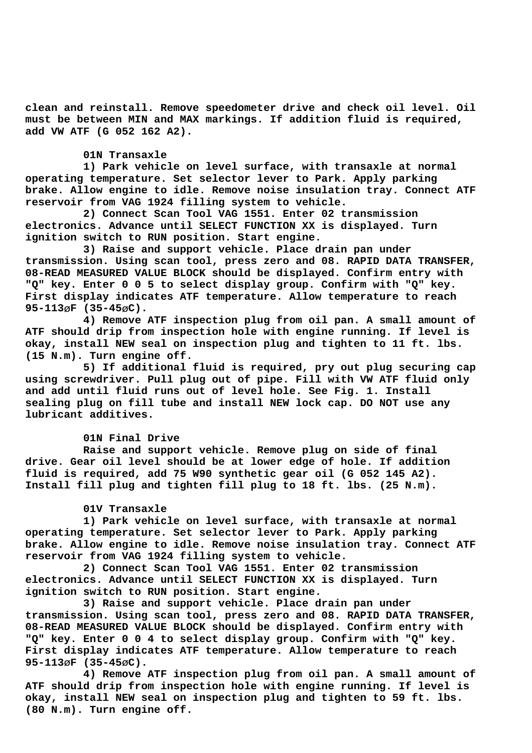clean and reinstall. Remove speedometer drive and check oil level. Oil must be between MIN and MAX markings. If addition fluid is required, add VW ATF (G 052 162 A2).

**01N Transaxle**

1) Park vehicle on level surface, with transaxle at normal operating temperature. Set selector lever to Park. Apply parking brake. Allow engine to idle. Remove noise insulation tray. Connect ATF reservoir from VAG 1924 filling system to vehicle.

2) Connect Scan Tool VAG 1551. Enter 02 transmission electronics. Advance until SELECT FUNCTION XX is displayed. Turn ignition switch to RUN position. Start engine.

3) Raise and support vehicle. Place drain pan under transmission. Using scan tool, press zero and 08. RAPID DATA TRANSFER, 08-READ MEASURED VALUE BLOCK should be displayed. Confirm entry with "Q" key. Enter 0 0 5 to select display group. Confirm with "Q" key. First display indicates ATF temperature. Allow temperature to reach 95-113øF (35-45øC).

4) Remove ATF inspection plug from oil pan. A small amount of ATF should drip from inspection hole with engine running. If level is okay, install NEW seal on inspection plug and tighten to 11 ft. lbs. (15 N.m). Turn engine off.

5) If additional fluid is required, pry out plug securing cap using screwdriver. Pull plug out of pipe. Fill with VW ATF fluid only and add until fluid runs out of level hole. See Fig. 1. Install sealing plug on fill tube and install NEW lock cap. DO NOT use any lubricant additives.

**01N Final Drive**

Raise and support vehicle. Remove plug on side of final drive. Gear oil level should be at lower edge of hole. If addition fluid is required, add 75 W90 synthetic gear oil (G 052 145 A2). Install fill plug and tighten fill plug to 18 ft. lbs. (25 N.m).

**01V Transaxle**

1) Park vehicle on level surface, with transaxle at normal operating temperature. Set selector lever to Park. Apply parking brake. Allow engine to idle. Remove noise insulation tray. Connect ATF reservoir from VAG 1924 filling system to vehicle.

2) Connect Scan Tool VAG 1551. Enter 02 transmission electronics. Advance until SELECT FUNCTION XX is displayed. Turn ignition switch to RUN position. Start engine.

3) Raise and support vehicle. Place drain pan under transmission. Using scan tool, press zero and 08. RAPID DATA TRANSFER, 08-READ MEASURED VALUE BLOCK should be displayed. Confirm entry with "Q" key. Enter 0 0 4 to select display group. Confirm with "Q" key. First display indicates ATF temperature. Allow temperature to reach 95-113øF (35-45øC).

4) Remove ATF inspection plug from oil pan. A small amount of ATF should drip from inspection hole with engine running. If level is okay, install NEW seal on inspection plug and tighten to 59 ft. lbs. (80 N.m). Turn engine off.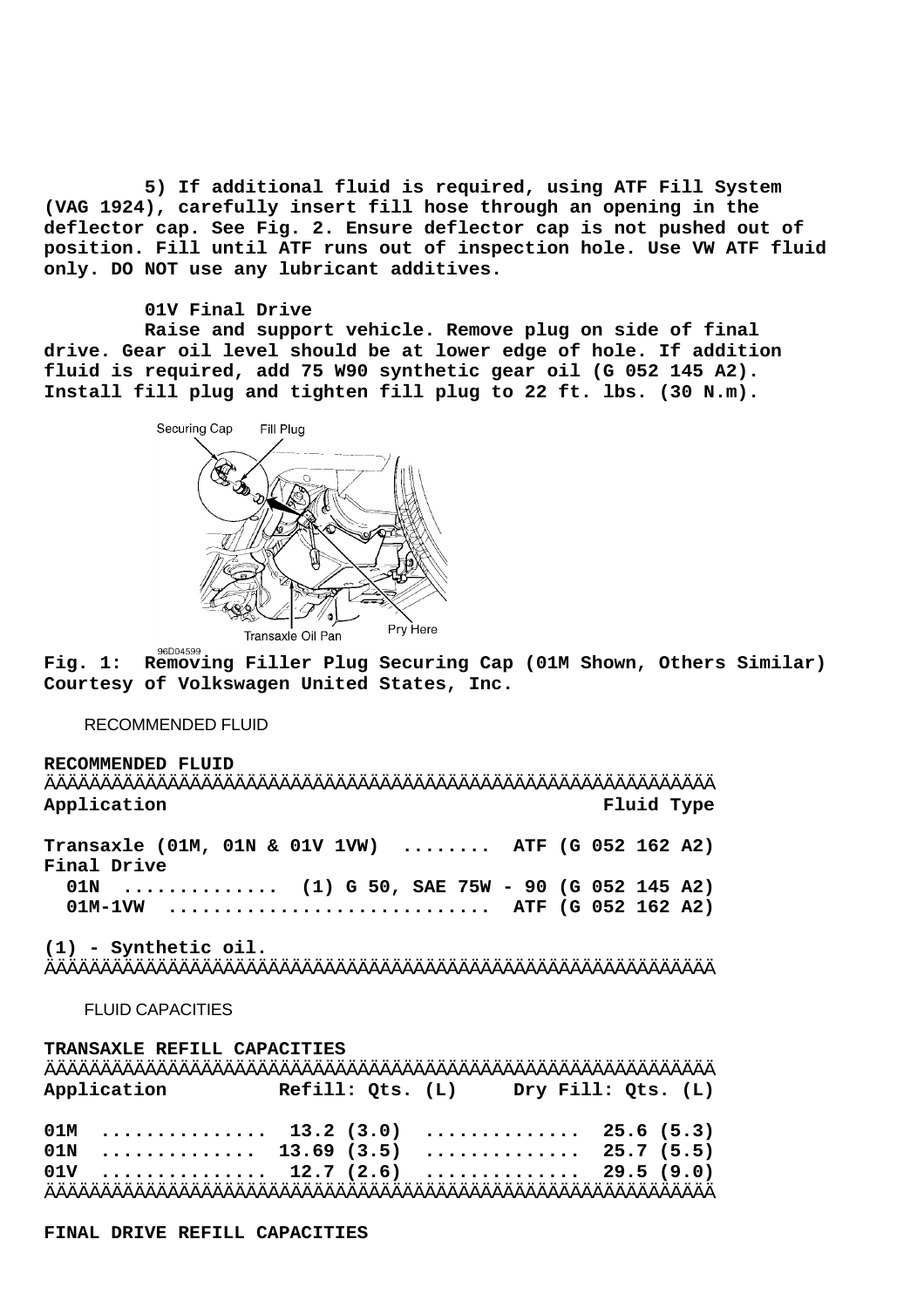5) If additional fluid is required, using ATF Fill System (VAG 1924), carefully insert fill hose through an opening in the deflector cap. See Fig. 2. Ensure deflector cap is not pushed out of position. Fill until ATF runs out of inspection hole. Use VW ATF fluid only. DO NOT use any lubricant additives.

**01V Final Drive**

Raise and support vehicle. Remove plug on side of final drive. Gear oil level should be at lower edge of hole. If addition fluid is required, add 75 W90 synthetic gear oil (G 052 145 A2). Install fill plug and tighten fill plug to 22 ft. lbs. (30 N.m).

**Fig. 1: Removing Filler Plug Securing Cap (01M Shown, Others Similar)**
**Courtesy of Volkswagen United States, Inc.**

## RECOMMENDED FLUID

**RECOMMENDED FLUID**

| Application | Fluid Type |
|---|---|
| Transaxle (01M, 01N & 01V 1VW) | ATF (G 052 162 A2) |
| Final Drive | |
| 01N | (1) G 50, SAE 75W - 90 (G 052 145 A2) |
| 01M-1VW | ATF (G 052 162 A2) |

(1) - Synthetic oil.

## FLUID CAPACITIES

**TRANSAXLE REFILL CAPACITIES**

| Application | Refill: Qts. (L) | Dry Fill: Qts. (L) |
|---|---|---|
| 01M | 13.2 (3.0) | 25.6 (5.3) |
| 01N | 13.69 (3.5) | 25.7 (5.5) |
| 01V | 12.7 (2.6) | 29.5 (9.0) |

**FINAL DRIVE REFILL CAPACITIES**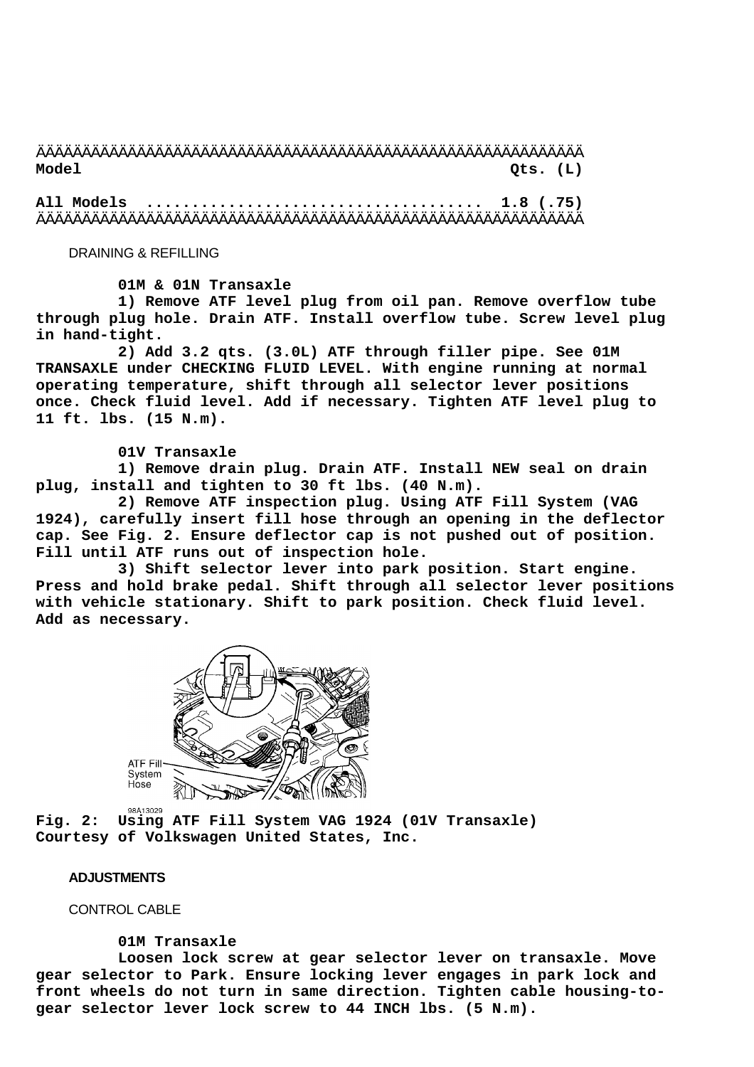| Model | Qts. (L) |
|---|---|
| All Models | 1.8 (.75) |

DRAINING & REFILLING

**01M & 01N Transaxle**

**1) Remove ATF level plug from oil pan. Remove overflow tube through plug hole. Drain ATF. Install overflow tube. Screw level plug in hand-tight.**

**2) Add 3.2 qts. (3.0L) ATF through filler pipe. See 01M TRANSAXLE under CHECKING FLUID LEVEL. With engine running at normal operating temperature, shift through all selector lever positions once. Check fluid level. Add if necessary. Tighten ATF level plug to 11 ft. lbs. (15 N.m).**

**01V Transaxle**

**1) Remove drain plug. Drain ATF. Install NEW seal on drain plug, install and tighten to 30 ft lbs. (40 N.m).**

**2) Remove ATF inspection plug. Using ATF Fill System (VAG 1924), carefully insert fill hose through an opening in the deflector cap. See Fig. 2. Ensure deflector cap is not pushed out of position. Fill until ATF runs out of inspection hole.**

**3) Shift selector lever into park position. Start engine. Press and hold brake pedal. Shift through all selector lever positions with vehicle stationary. Shift to park position. Check fluid level. Add as necessary.**

ATF Fill System Hose

98A13029

**Fig. 2: Using ATF Fill System VAG 1924 (01V Transaxle)**
**Courtesy of Volkswagen United States, Inc.**

## ADJUSTMENTS

CONTROL CABLE

**01M Transaxle**

**Loosen lock screw at gear selector lever on transaxle. Move gear selector to Park. Ensure locking lever engages in park lock and front wheels do not turn in same direction. Tighten cable housing-to-gear selector lever lock screw to 44 INCH lbs. (5 N.m).**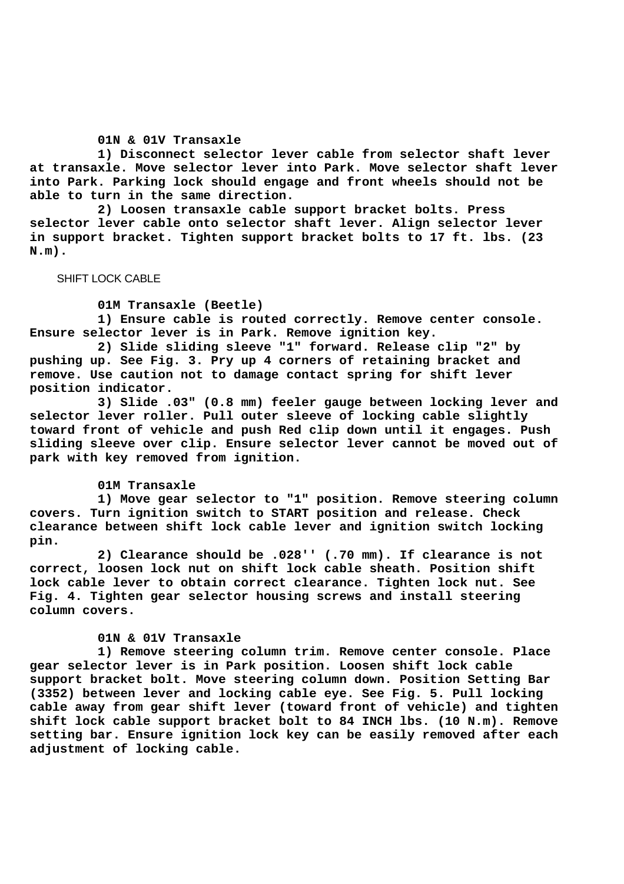**01N & 01V Transaxle**

1) Disconnect selector lever cable from selector shaft lever at transaxle. Move selector lever into Park. Move selector shaft lever into Park. Parking lock should engage and front wheels should not be able to turn in the same direction.

2) Loosen transaxle cable support bracket bolts. Press selector lever cable onto selector shaft lever. Align selector lever in support bracket. Tighten support bracket bolts to 17 ft. lbs. (23 N.m).

## SHIFT LOCK CABLE

**01M Transaxle (Beetle)**

1) Ensure cable is routed correctly. Remove center console. Ensure selector lever is in Park. Remove ignition key.

2) Slide sliding sleeve "1" forward. Release clip "2" by pushing up. See Fig. 3. Pry up 4 corners of retaining bracket and remove. Use caution not to damage contact spring for shift lever position indicator.

3) Slide .03" (0.8 mm) feeler gauge between locking lever and selector lever roller. Pull outer sleeve of locking cable slightly toward front of vehicle and push Red clip down until it engages. Push sliding sleeve over clip. Ensure selector lever cannot be moved out of park with key removed from ignition.

**01M Transaxle**

1) Move gear selector to "1" position. Remove steering column covers. Turn ignition switch to START position and release. Check clearance between shift lock cable lever and ignition switch locking pin.

2) Clearance should be .028'' (.70 mm). If clearance is not correct, loosen lock nut on shift lock cable sheath. Position shift lock cable lever to obtain correct clearance. Tighten lock nut. See Fig. 4. Tighten gear selector housing screws and install steering column covers.

**01N & 01V Transaxle**

1) Remove steering column trim. Remove center console. Place gear selector lever is in Park position. Loosen shift lock cable support bracket bolt. Move steering column down. Position Setting Bar (3352) between lever and locking cable eye. See Fig. 5. Pull locking cable away from gear shift lever (toward front of vehicle) and tighten shift lock cable support bracket bolt to 84 INCH lbs. (10 N.m). Remove setting bar. Ensure ignition lock key can be easily removed after each adjustment of locking cable.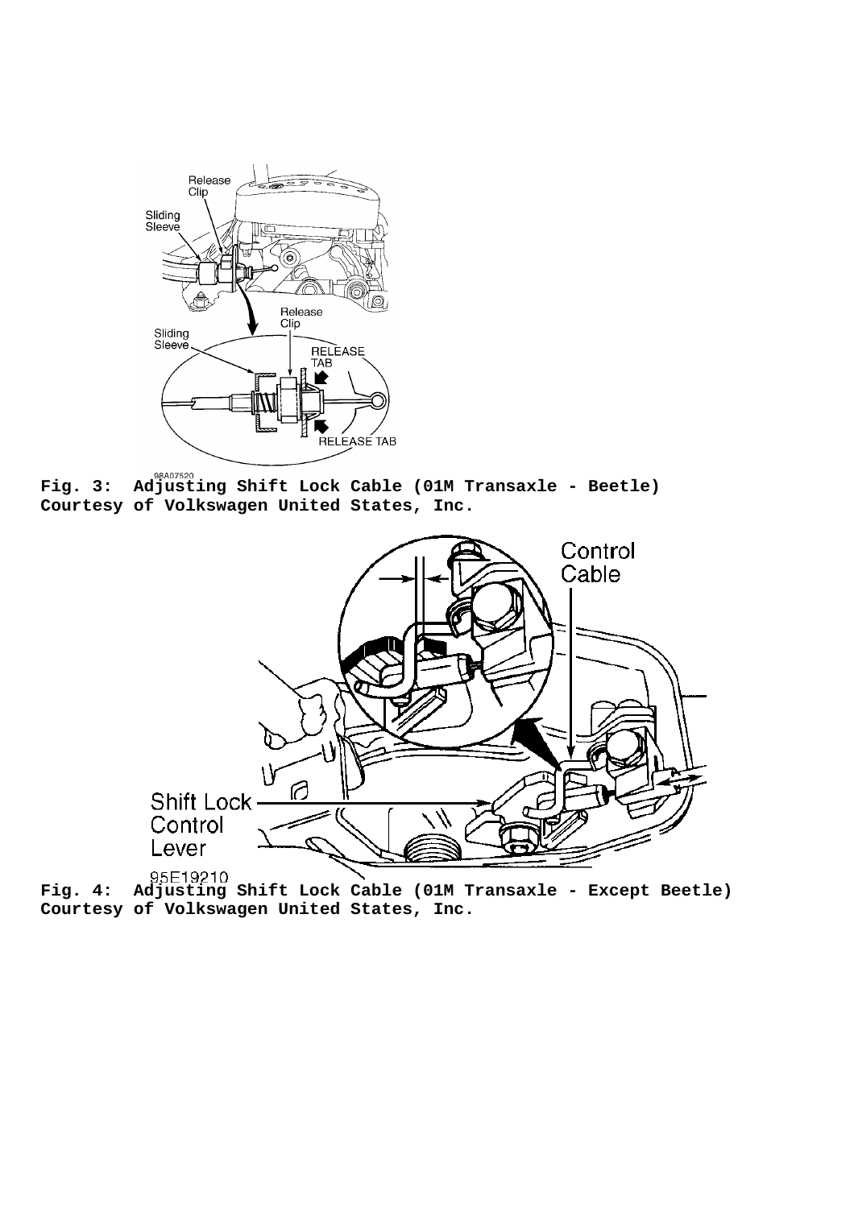**Fig. 3: Adjusting Shift Lock Cable (01M Transaxle - Beetle)**
**Courtesy of Volkswagen United States, Inc.**

**Fig. 4: Adjusting Shift Lock Cable (01M Transaxle - Except Beetle)**
**Courtesy of Volkswagen United States, Inc.**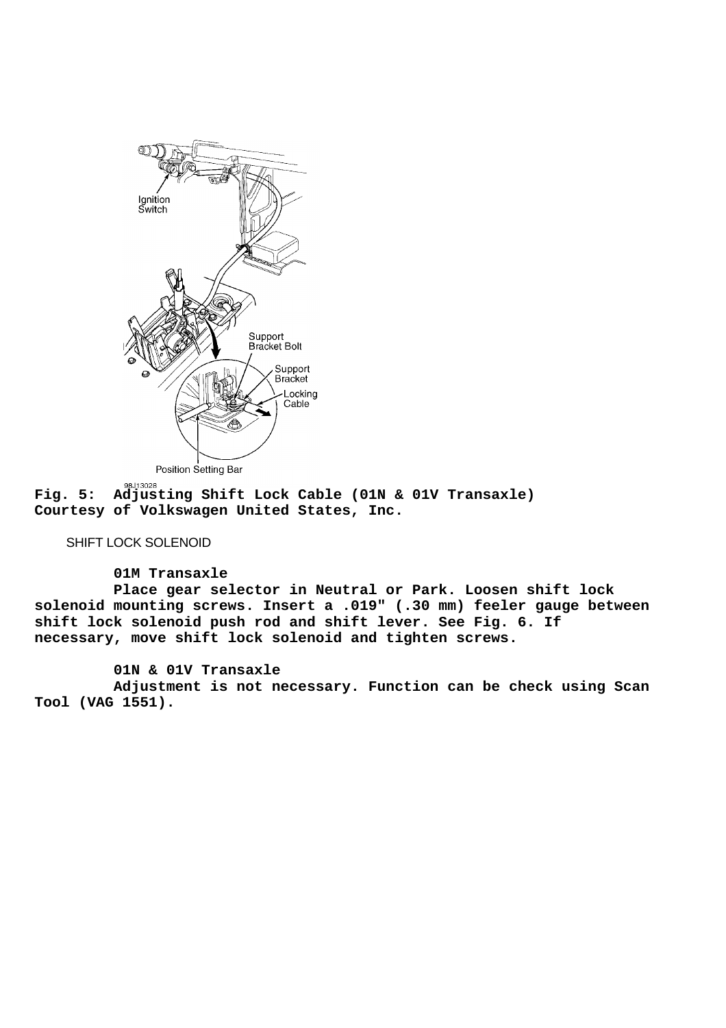**Fig. 5: Adjusting Shift Lock Cable (01N & 01V Transaxle)**
**Courtesy of Volkswagen United States, Inc.**

SHIFT LOCK SOLENOID

**01M Transaxle**

**Place gear selector in Neutral or Park. Loosen shift lock solenoid mounting screws. Insert a .019" (.30 mm) feeler gauge between shift lock solenoid push rod and shift lever. See Fig. 6. If necessary, move shift lock solenoid and tighten screws.**

**01N & 01V Transaxle**

**Adjustment is not necessary. Function can be check using Scan Tool (VAG 1551).**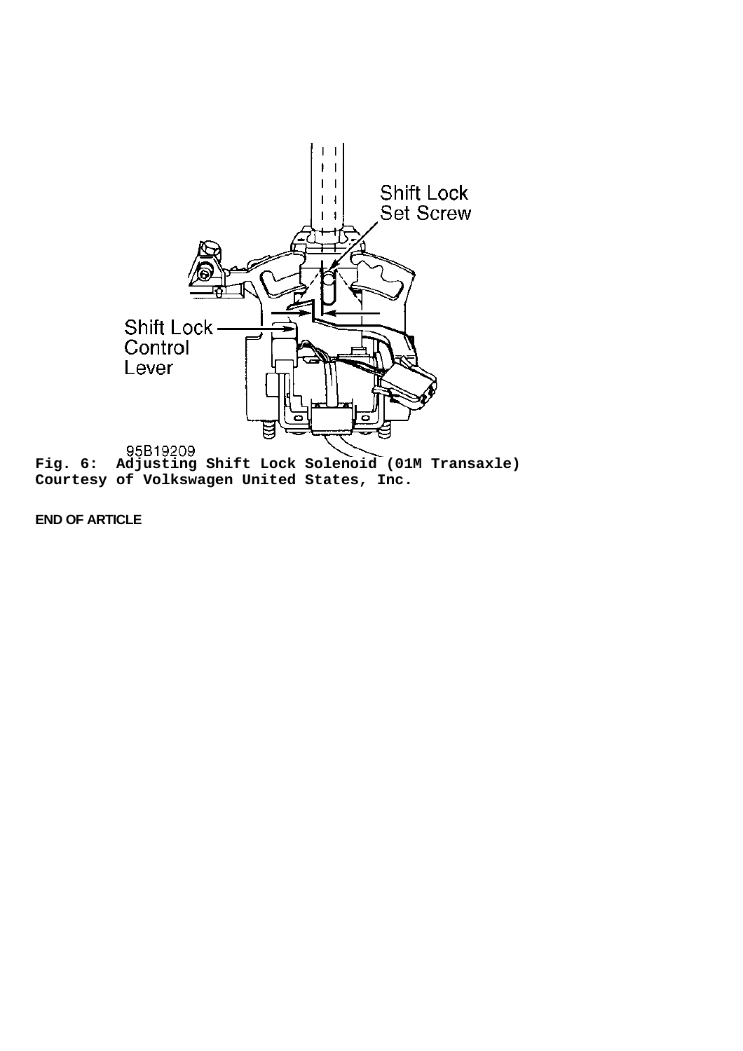Shift Lock
Set Screw

Shift Lock
Control
Lever

95B19209

**Fig. 6: Adjusting Shift Lock Solenoid (01M Transaxle)**
**Courtesy of Volkswagen United States, Inc.**

**END OF ARTICLE**